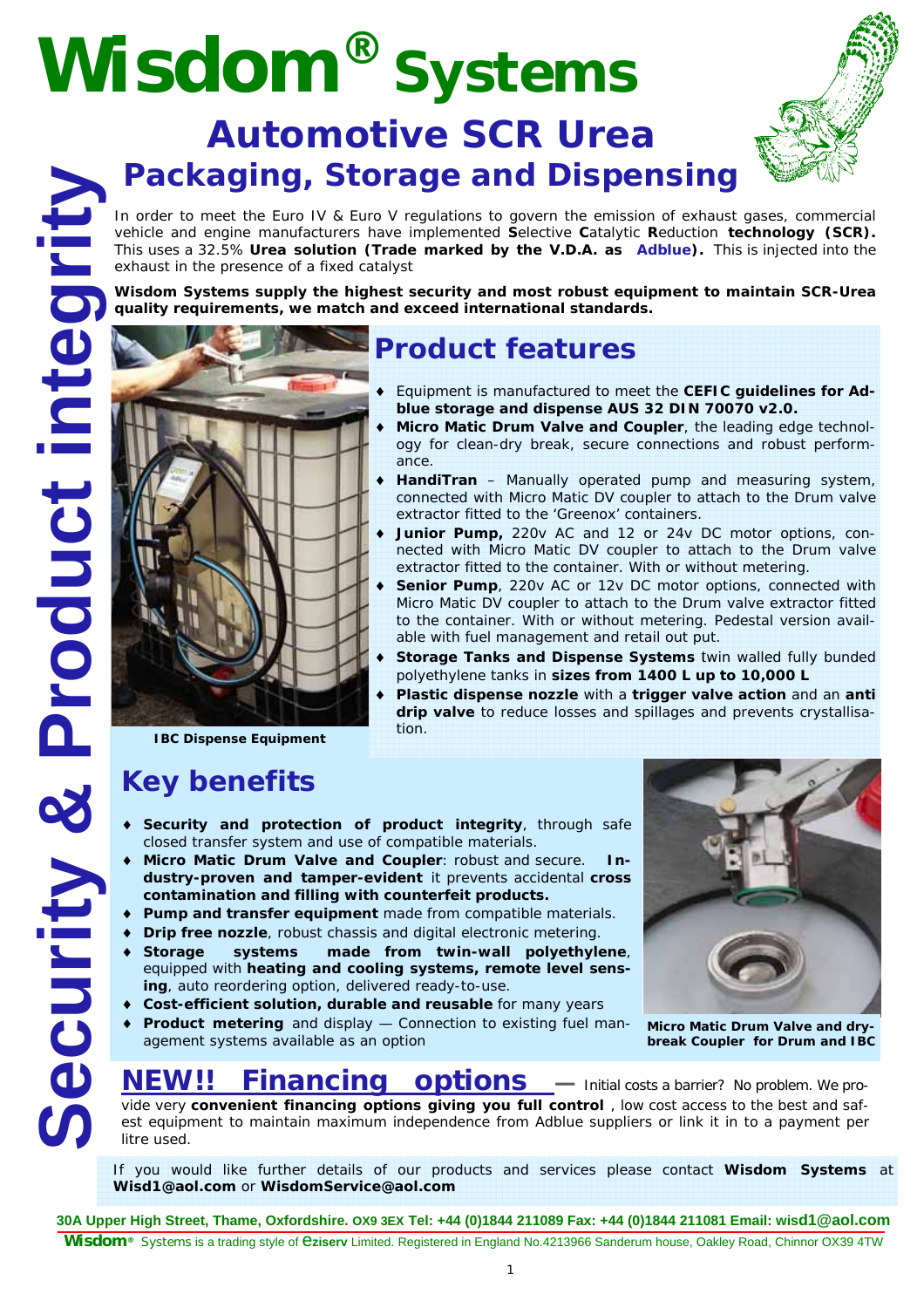# Wisdom® Systems

## Automotive SCR Urea

## Packaging, Storage and Dispensing

Security & Product integrity

In order to meet the Euro IV & Euro V regulations to govern the emission of exhaust gases, commercial vehicle and engine manufacturers have implemented **S**elective **C**atalytic **R**eduction **technology (SCR).** This uses a 32.5% **Urea solution (Trade marked by the V.D.A. as Adblue).** This is injected into the exhaust in the presence of a fixed catalyst

**Wisdom Systems supply the highest security and most robust equipment to maintain SCR-Urea quality requirements, we match and exceed international standards.**

IBC Dispense Equipment

## Product features

- Equipment is manufactured to meet the **CEFIC guidelines for Adblue storage and dispense AUS 32 DIN 70070 v2.0.**
- **Micro Matic Drum Valve and Coupler**, the leading edge technology for clean-dry break, secure connections and robust performance.
- **HandiTran** – Manually operated pump and measuring system, connected with Micro Matic DV coupler to attach to the Drum valve extractor fitted to the 'Greenox' containers.
- **Junior Pump,** 220v AC and 12 or 24v DC motor options, connected with Micro Matic DV coupler to attach to the Drum valve extractor fitted to the container. With or without metering.
- **Senior Pump**, 220v AC or 12v DC motor options, connected with Micro Matic DV coupler to attach to the Drum valve extractor fitted to the container. With or without metering. Pedestal version available with fuel management and retail out put.
- **Storage Tanks and Dispense Systems** twin walled fully bunded polyethylene tanks in **sizes from 1400 L up to 10,000 L**
- **Plastic dispense nozzle** with a **trigger valve action** and an **anti drip valve** to reduce losses and spillages and prevents crystallisation.

## Key benefits

- **Security and protection of product integrity**, through safe closed transfer system and use of compatible materials.
- **Micro Matic Drum Valve and Coupler**: robust and secure. **Industry-proven and tamper-evident** it prevents accidental **cross contamination and filling with counterfeit products.**
- **Pump and transfer equipment** made from compatible materials.
- **Drip free nozzle**, robust chassis and digital electronic metering.
- **Storage systems made from twin-wall polyethylene**, equipped with **heating and cooling systems, remote level sensing**, auto reordering option, delivered ready-to-use.
- **Cost-efficient solution, durable and reusable** for many years
- **Product metering** and display — Connection to existing fuel management systems available as an option

Micro Matic Drum Valve and dry-break Coupler for Drum and IBC

## NEW!! Financing options

— Initial costs a barrier? No problem. We provide very **convenient financing options giving you full control** , low cost access to the best and safest equipment to maintain maximum independence from Adblue suppliers or link it in to a payment per litre used.

If you would like further details of our products and services please contact **Wisdom Systems** at **Wisd1@aol.com** or **WisdomService@aol.com**

**30A Upper High Street, Thame, Oxfordshire. OX9 3EX Tel: +44 (0)1844 211089 Fax: +44 (0)1844 211081 Email: wisd1@aol.com**

**Wisdom®** Systems is a trading style of eziserv Limited. Registered in England No.4213966 Sanderum house, Oakley Road, Chinnor OX39 4TW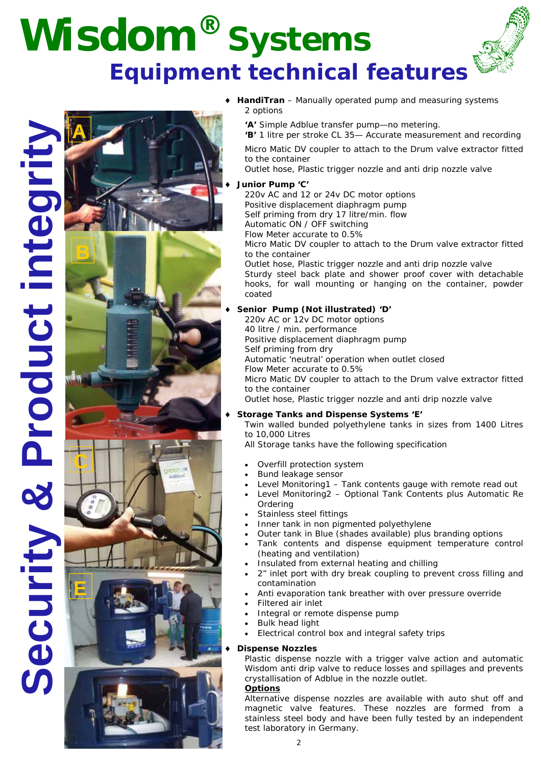# Wisdom® Systems

## Equipment technical features

Security & Product integrity

A

B

C

E

- **HandiTran** – Manually operated pump and measuring systems 2 options

  **'A'** Simple Adblue transfer pump—no metering.
  **'B'** 1 litre per stroke CL 35— Accurate measurement and recording

  Micro Matic DV coupler to attach to the Drum valve extractor fitted to the container
  Outlet hose, Plastic trigger nozzle and anti drip nozzle valve

- **Junior Pump 'C'**

  220v AC and 12 or 24v DC motor options
  Positive displacement diaphragm pump
  Self priming from dry 17 litre/min. flow
  Automatic ON / OFF switching
  Flow Meter accurate to 0.5%
  Micro Matic DV coupler to attach to the Drum valve extractor fitted to the container
  Outlet hose, Plastic trigger nozzle and anti drip nozzle valve
  Sturdy steel back plate and shower proof cover with detachable hooks, for wall mounting or hanging on the container, powder coated

- **Senior Pump (Not illustrated) 'D'**

  220v AC or 12v DC motor options
  40 litre / min. performance
  Positive displacement diaphragm pump
  Self priming from dry
  Automatic 'neutral' operation when outlet closed
  Flow Meter accurate to 0.5%
  Micro Matic DV coupler to attach to the Drum valve extractor fitted to the container
  Outlet hose, Plastic trigger nozzle and anti drip nozzle valve

- **Storage Tanks and Dispense Systems 'E'**

  Twin walled bunded polyethylene tanks in sizes from 1400 Litres to 10,000 Litres
  All Storage tanks have the following specification

  - Overfill protection system
  - Bund leakage sensor
  - Level Monitoring1 – Tank contents gauge with remote read out
  - Level Monitoring2 – Optional Tank Contents plus Automatic Re Ordering
  - Stainless steel fittings
  - Inner tank in non pigmented polyethylene
  - Outer tank in Blue (shades available) plus branding options
  - Tank contents and dispense equipment temperature control (heating and ventilation)
  - Insulated from external heating and chilling
  - 2" inlet port with dry break coupling to prevent cross filling and contamination
  - Anti evaporation tank breather with over pressure override
  - Filtered air inlet
  - Integral or remote dispense pump
  - Bulk head light
  - Electrical control box and integral safety trips

- **Dispense Nozzles**

  Plastic dispense nozzle with a trigger valve action and automatic Wisdom anti drip valve to reduce losses and spillages and prevents crystallisation of Adblue in the nozzle outlet.

  **Options**

  Alternative dispense nozzles are available with auto shut off and magnetic valve features. These nozzles are formed from a stainless steel body and have been fully tested by an independent test laboratory in Germany.